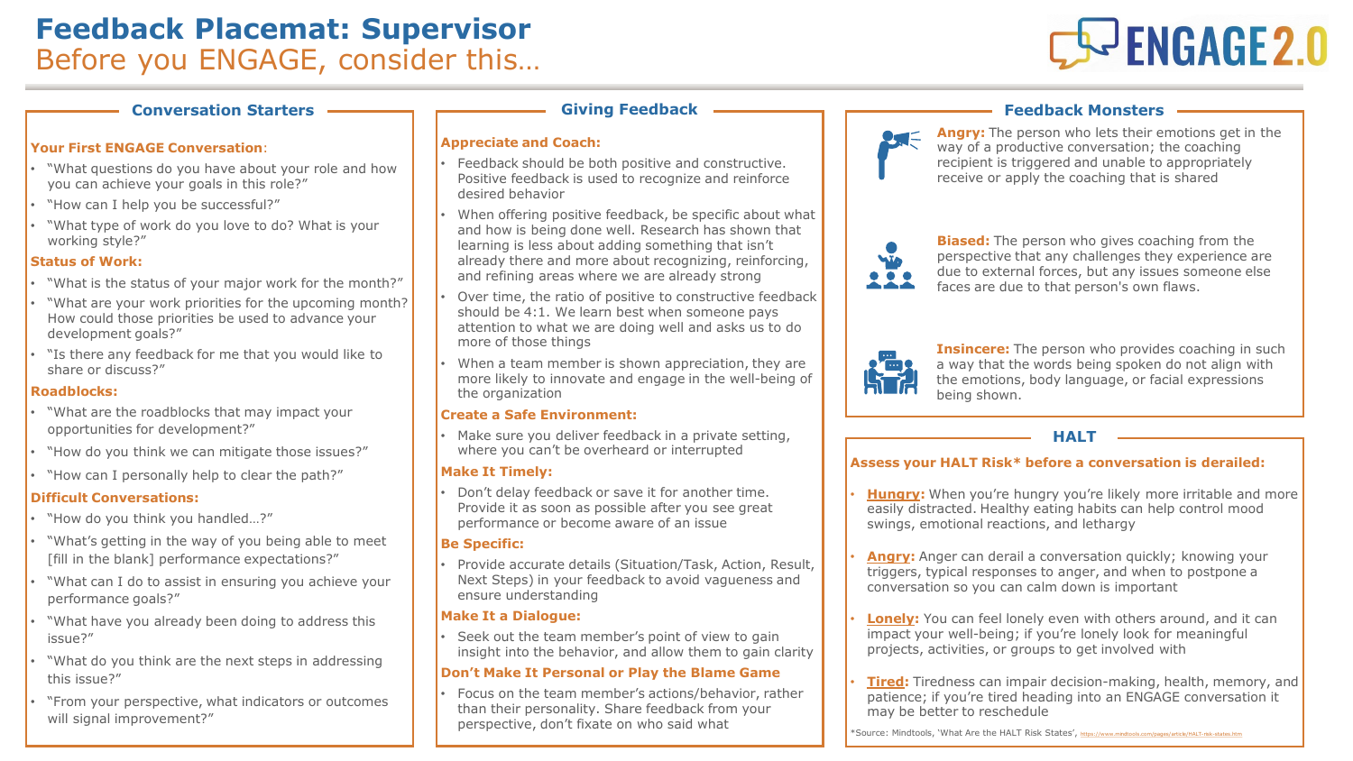# Feedback Placemat: Supervisor

Before you ENGAGE, consider this…

ENGAGE 2.0

## Conversation Starters

**Your First ENGAGE Conversation**:

- "What questions do you have about your role and how you can achieve your goals in this role?"
- "How can I help you be successful?"
- "What type of work do you love to do? What is your working style?"

**Status of Work:**

- "What is the status of your major work for the month?"
- "What are your work priorities for the upcoming month? How could those priorities be used to advance your development goals?"
- "Is there any feedback for me that you would like to share or discuss?"

**Roadblocks:**

- "What are the roadblocks that may impact your opportunities for development?"
- "How do you think we can mitigate those issues?"
- "How can I personally help to clear the path?"

**Difficult Conversations:**

- "How do you think you handled…?"
- "What's getting in the way of you being able to meet [fill in the blank] performance expectations?"
- "What can I do to assist in ensuring you achieve your performance goals?"
- "What have you already been doing to address this issue?"
- "What do you think are the next steps in addressing this issue?"
- "From your perspective, what indicators or outcomes will signal improvement?"

## Giving Feedback

**Appreciate and Coach:**

- Feedback should be both positive and constructive. Positive feedback is used to recognize and reinforce desired behavior
- When offering positive feedback, be specific about what and how is being done well. Research has shown that learning is less about adding something that isn't already there and more about recognizing, reinforcing, and refining areas where we are already strong
- Over time, the ratio of positive to constructive feedback should be 4:1. We learn best when someone pays attention to what we are doing well and asks us to do more of those things
- When a team member is shown appreciation, they are more likely to innovate and engage in the well-being of the organization

**Create a Safe Environment:**

- Make sure you deliver feedback in a private setting, where you can't be overheard or interrupted

**Make It Timely:**

- Don't delay feedback or save it for another time. Provide it as soon as possible after you see great performance or become aware of an issue

**Be Specific:**

- Provide accurate details (Situation/Task, Action, Result, Next Steps) in your feedback to avoid vagueness and ensure understanding

**Make It a Dialogue:**

- Seek out the team member's point of view to gain insight into the behavior, and allow them to gain clarity

**Don't Make It Personal or Play the Blame Game**

- Focus on the team member's actions/behavior, rather than their personality. Share feedback from your perspective, don't fixate on who said what

## Feedback Monsters

**Angry:** The person who lets their emotions get in the way of a productive conversation; the coaching recipient is triggered and unable to appropriately receive or apply the coaching that is shared

**Biased:** The person who gives coaching from the perspective that any challenges they experience are due to external forces, but any issues someone else faces are due to that person's own flaws.

**Insincere:** The person who provides coaching in such a way that the words being spoken do not align with the emotions, body language, or facial expressions being shown.

## HALT

**Assess your HALT Risk* before a conversation is derailed:**

- **Hungry:** When you're hungry you're likely more irritable and more easily distracted. Healthy eating habits can help control mood swings, emotional reactions, and lethargy
- **Angry:** Anger can derail a conversation quickly; knowing your triggers, typical responses to anger, and when to postpone a conversation so you can calm down is important
- **Lonely:** You can feel lonely even with others around, and it can impact your well-being; if you're lonely look for meaningful projects, activities, or groups to get involved with
- **Tired:** Tiredness can impair decision-making, health, memory, and patience; if you're tired heading into an ENGAGE conversation it may be better to reschedule

*Source: Mindtools, 'What Are the HALT Risk States', https://www.mindtools.com/pages/article/HALT-risk-states.htm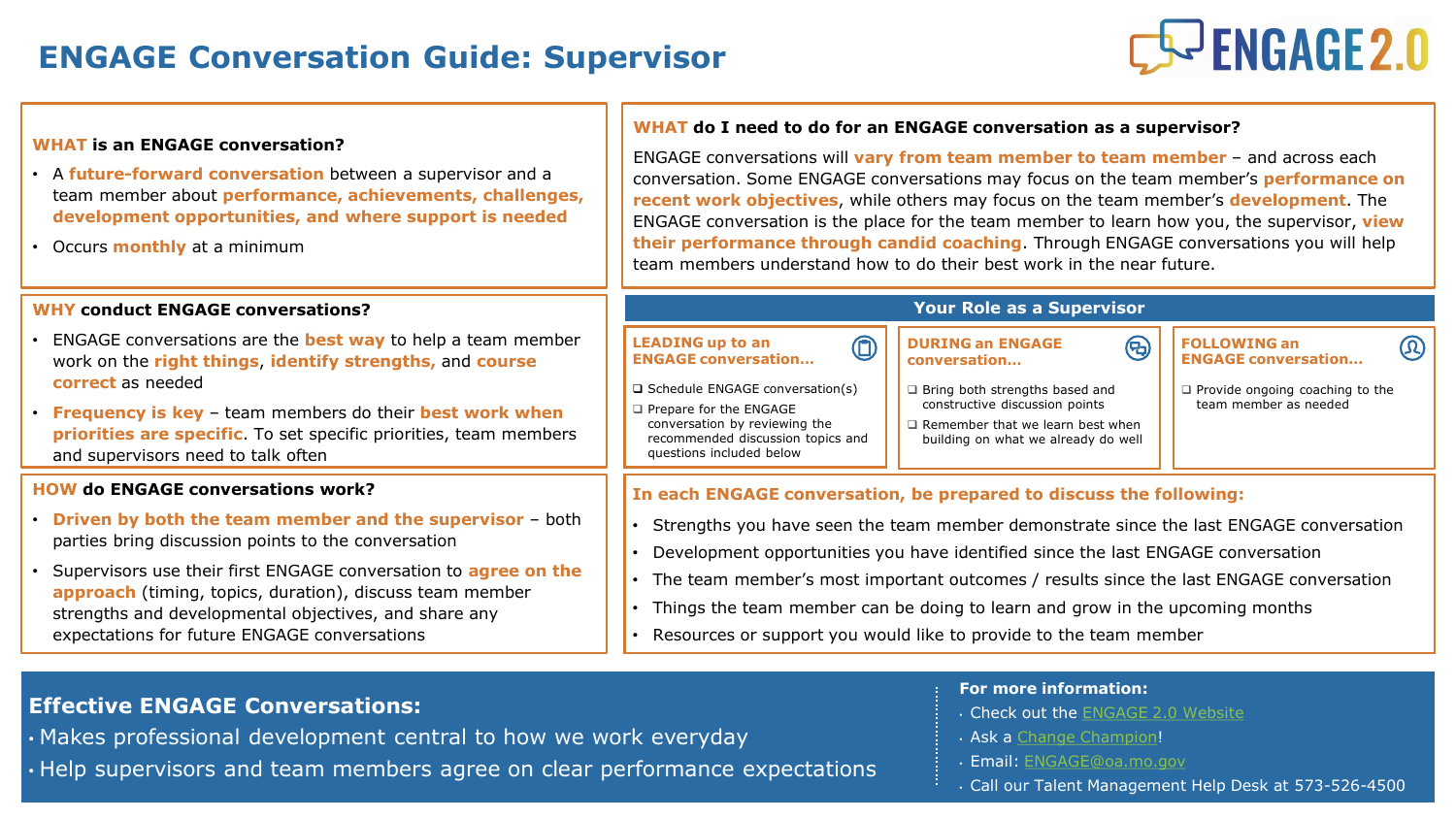# ENGAGE Conversation Guide: Supervisor

ENGAGE 2.0

## WHAT is an ENGAGE conversation?

- A **future-forward conversation** between a supervisor and a team member about **performance, achievements, challenges, development opportunities, and where support is needed**
- Occurs **monthly** at a minimum

## WHY conduct ENGAGE conversations?

- ENGAGE conversations are the **best way** to help a team member work on the **right things**, **identify strengths,** and **course correct** as needed
- **Frequency is key** – team members do their **best work when priorities are specific**. To set specific priorities, team members and supervisors need to talk often

## HOW do ENGAGE conversations work?

- **Driven by both the team member and the supervisor** – both parties bring discussion points to the conversation
- Supervisors use their first ENGAGE conversation to **agree on the approach** (timing, topics, duration), discuss team member strengths and developmental objectives, and share any expectations for future ENGAGE conversations

## WHAT do I need to do for an ENGAGE conversation as a supervisor?

ENGAGE conversations will **vary from team member to team member** – and across each conversation. Some ENGAGE conversations may focus on the team member's **performance on recent work objectives**, while others may focus on the team member's **development**. The ENGAGE conversation is the place for the team member to learn how you, the supervisor, **view their performance through candid coaching**. Through ENGAGE conversations you will help team members understand how to do their best work in the near future.

## Your Role as a Supervisor

### LEADING up to an ENGAGE conversation…

- ❑ Schedule ENGAGE conversation(s)
- ❑ Prepare for the ENGAGE conversation by reviewing the recommended discussion topics and questions included below

### DURING an ENGAGE conversation…

- ❑ Bring both strengths based and constructive discussion points
- ❑ Remember that we learn best when building on what we already do well

### FOLLOWING an ENGAGE conversation…

- ❑ Provide ongoing coaching to the team member as needed

## In each ENGAGE conversation, be prepared to discuss the following:

- Strengths you have seen the team member demonstrate since the last ENGAGE conversation
- Development opportunities you have identified since the last ENGAGE conversation
- The team member's most important outcomes / results since the last ENGAGE conversation
- Things the team member can be doing to learn and grow in the upcoming months
- Resources or support you would like to provide to the team member

## Effective ENGAGE Conversations:

- Makes professional development central to how we work everyday
- Help supervisors and team members agree on clear performance expectations

**For more information:**

- Check out the ENGAGE 2.0 Website
- Ask a Change Champion!
- Email: ENGAGE@oa.mo.gov
- Call our Talent Management Help Desk at 573-526-4500